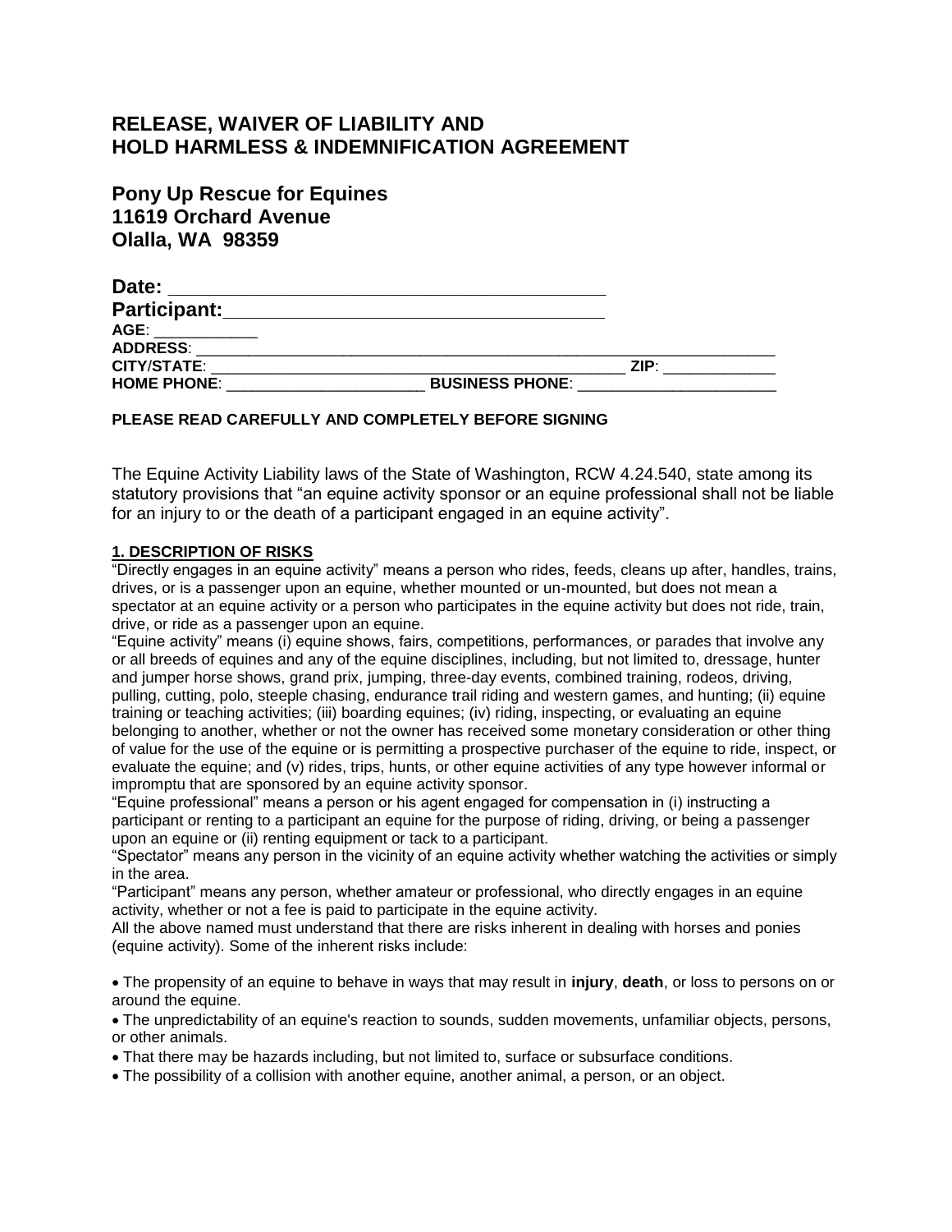# RELEASE, WAIVER OF LIABILITY AND HOLD HARMLESS & INDEMNIFICATION AGREEMENT

## Pony Up Rescue for Equines
## 11619 Orchard Avenue
## Olalla, WA 98359

**Date:** ___________________________________________

**Participant:**_____________________________________

**AGE**: ____________

**ADDRESS**: _______________________________________________________________________

**CITY/STATE**: ___________________________________________________ **ZIP**: _____________

**HOME PHONE**: _______________________ **BUSINESS PHONE**: _______________________

**PLEASE READ CAREFULLY AND COMPLETELY BEFORE SIGNING**

The Equine Activity Liability laws of the State of Washington, RCW 4.24.540, state among its statutory provisions that "an equine activity sponsor or an equine professional shall not be liable for an injury to or the death of a participant engaged in an equine activity".

**1. DESCRIPTION OF RISKS**

"Directly engages in an equine activity" means a person who rides, feeds, cleans up after, handles, trains, drives, or is a passenger upon an equine, whether mounted or un-mounted, but does not mean a spectator at an equine activity or a person who participates in the equine activity but does not ride, train, drive, or ride as a passenger upon an equine.

"Equine activity" means (i) equine shows, fairs, competitions, performances, or parades that involve any or all breeds of equines and any of the equine disciplines, including, but not limited to, dressage, hunter and jumper horse shows, grand prix, jumping, three-day events, combined training, rodeos, driving, pulling, cutting, polo, steeple chasing, endurance trail riding and western games, and hunting; (ii) equine training or teaching activities; (iii) boarding equines; (iv) riding, inspecting, or evaluating an equine belonging to another, whether or not the owner has received some monetary consideration or other thing of value for the use of the equine or is permitting a prospective purchaser of the equine to ride, inspect, or evaluate the equine; and (v) rides, trips, hunts, or other equine activities of any type however informal or impromptu that are sponsored by an equine activity sponsor.

"Equine professional" means a person or his agent engaged for compensation in (i) instructing a participant or renting to a participant an equine for the purpose of riding, driving, or being a passenger upon an equine or (ii) renting equipment or tack to a participant.

"Spectator" means any person in the vicinity of an equine activity whether watching the activities or simply in the area.

"Participant" means any person, whether amateur or professional, who directly engages in an equine activity, whether or not a fee is paid to participate in the equine activity.

All the above named must understand that there are risks inherent in dealing with horses and ponies (equine activity). Some of the inherent risks include:

- The propensity of an equine to behave in ways that may result in **injury**, **death**, or loss to persons on or around the equine.
- The unpredictability of an equine's reaction to sounds, sudden movements, unfamiliar objects, persons, or other animals.
- That there may be hazards including, but not limited to, surface or subsurface conditions.
- The possibility of a collision with another equine, another animal, a person, or an object.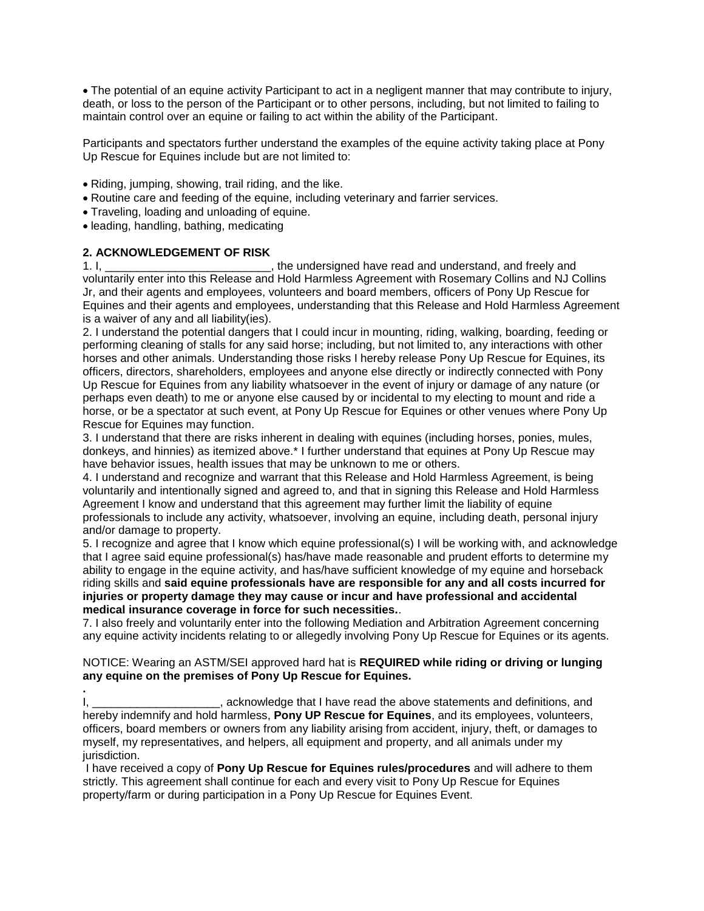• The potential of an equine activity Participant to act in a negligent manner that may contribute to injury, death, or loss to the person of the Participant or to other persons, including, but not limited to failing to maintain control over an equine or failing to act within the ability of the Participant.

Participants and spectators further understand the examples of the equine activity taking place at Pony Up Rescue for Equines include but are not limited to:

- Riding, jumping, showing, trail riding, and the like.
- Routine care and feeding of the equine, including veterinary and farrier services.
- Traveling, loading and unloading of equine.
- leading, handling, bathing, medicating

**2. ACKNOWLEDGEMENT OF RISK**

1. I, __________________________, the undersigned have read and understand, and freely and voluntarily enter into this Release and Hold Harmless Agreement with Rosemary Collins and NJ Collins Jr, and their agents and employees, volunteers and board members, officers of Pony Up Rescue for Equines and their agents and employees, understanding that this Release and Hold Harmless Agreement is a waiver of any and all liability(ies).
2. I understand the potential dangers that I could incur in mounting, riding, walking, boarding, feeding or performing cleaning of stalls for any said horse; including, but not limited to, any interactions with other horses and other animals. Understanding those risks I hereby release Pony Up Rescue for Equines, its officers, directors, shareholders, employees and anyone else directly or indirectly connected with Pony Up Rescue for Equines from any liability whatsoever in the event of injury or damage of any nature (or perhaps even death) to me or anyone else caused by or incidental to my electing to mount and ride a horse, or be a spectator at such event, at Pony Up Rescue for Equines or other venues where Pony Up Rescue for Equines may function.
3. I understand that there are risks inherent in dealing with equines (including horses, ponies, mules, donkeys, and hinnies) as itemized above.* I further understand that equines at Pony Up Rescue may have behavior issues, health issues that may be unknown to me or others.
4. I understand and recognize and warrant that this Release and Hold Harmless Agreement, is being voluntarily and intentionally signed and agreed to, and that in signing this Release and Hold Harmless Agreement I know and understand that this agreement may further limit the liability of equine professionals to include any activity, whatsoever, involving an equine, including death, personal injury and/or damage to property.
5. I recognize and agree that I know which equine professional(s) I will be working with, and acknowledge that I agree said equine professional(s) has/have made reasonable and prudent efforts to determine my ability to engage in the equine activity, and has/have sufficient knowledge of my equine and horseback riding skills and **said equine professionals have are responsible for any and all costs incurred for injuries or property damage they may cause or incur and have professional and accidental medical insurance coverage in force for such necessities.**.

7. I also freely and voluntarily enter into the following Mediation and Arbitration Agreement concerning any equine activity incidents relating to or allegedly involving Pony Up Rescue for Equines or its agents.

NOTICE: Wearing an ASTM/SEI approved hard hat is **REQUIRED while riding or driving or lunging any equine on the premises of Pony Up Rescue for Equines.**

**.**

I, ____________________, acknowledge that I have read the above statements and definitions, and hereby indemnify and hold harmless, **Pony UP Rescue for Equines**, and its employees, volunteers, officers, board members or owners from any liability arising from accident, injury, theft, or damages to myself, my representatives, and helpers, all equipment and property, and all animals under my jurisdiction.

I have received a copy of **Pony Up Rescue for Equines rules/procedures** and will adhere to them strictly. This agreement shall continue for each and every visit to Pony Up Rescue for Equines property/farm or during participation in a Pony Up Rescue for Equines Event.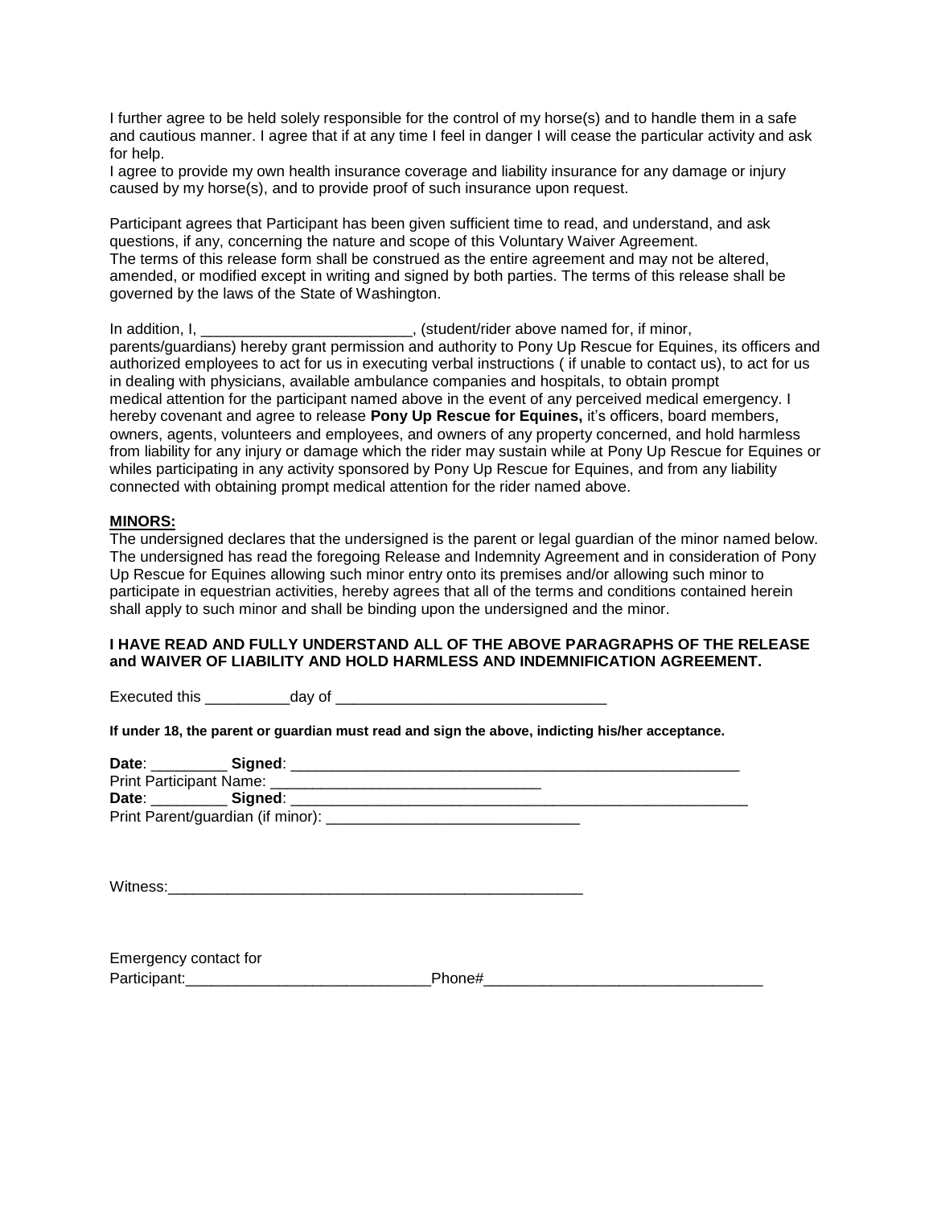I further agree to be held solely responsible for the control of my horse(s) and to handle them in a safe and cautious manner. I agree that if at any time I feel in danger I will cease the particular activity and ask for help.
I agree to provide my own health insurance coverage and liability insurance for any damage or injury caused by my horse(s), and to provide proof of such insurance upon request.

Participant agrees that Participant has been given sufficient time to read, and understand, and ask questions, if any, concerning the nature and scope of this Voluntary Waiver Agreement.
The terms of this release form shall be construed as the entire agreement and may not be altered, amended, or modified except in writing and signed by both parties. The terms of this release shall be governed by the laws of the State of Washington.

In addition, I, _________________________, (student/rider above named for, if minor, parents/guardians) hereby grant permission and authority to Pony Up Rescue for Equines, its officers and authorized employees to act for us in executing verbal instructions ( if unable to contact us), to act for us in dealing with physicians, available ambulance companies and hospitals, to obtain prompt medical attention for the participant named above in the event of any perceived medical emergency. I hereby covenant and agree to release **Pony Up Rescue for Equines,** it's officers, board members, owners, agents, volunteers and employees, and owners of any property concerned, and hold harmless from liability for any injury or damage which the rider may sustain while at Pony Up Rescue for Equines or whiles participating in any activity sponsored by Pony Up Rescue for Equines, and from any liability connected with obtaining prompt medical attention for the rider named above.

**MINORS:**
The undersigned declares that the undersigned is the parent or legal guardian of the minor named below. The undersigned has read the foregoing Release and Indemnity Agreement and in consideration of Pony Up Rescue for Equines allowing such minor entry onto its premises and/or allowing such minor to participate in equestrian activities, hereby agrees that all of the terms and conditions contained herein shall apply to such minor and shall be binding upon the undersigned and the minor.

**I HAVE READ AND FULLY UNDERSTAND ALL OF THE ABOVE PARAGRAPHS OF THE RELEASE and WAIVER OF LIABILITY AND HOLD HARMLESS AND INDEMNIFICATION AGREEMENT.**

Executed this __________day of ________________________________

**If under 18, the parent or guardian must read and sign the above, indicting his/her acceptance.**

**Date**: _________ **Signed**: ______________________________________________________
Print Participant Name: ________________________________
**Date**: _________ **Signed**: _______________________________________________________
Print Parent/guardian (if minor): ______________________________

Witness:__________________________________________________

Emergency contact for
Participant:_____________________________Phone#_________________________________